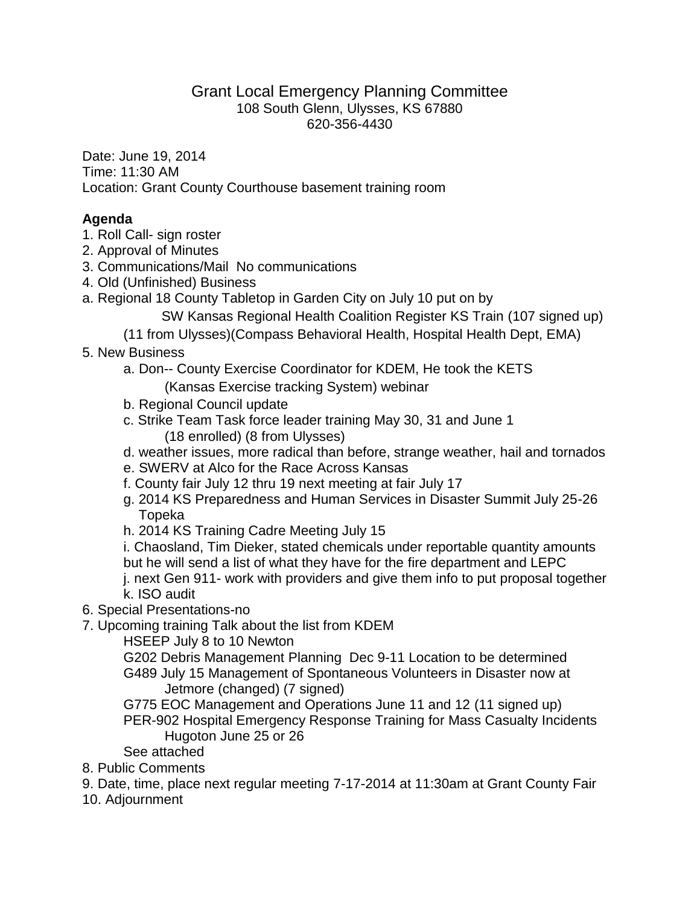# Grant Local Emergency Planning Committee

108 South Glenn, Ulysses, KS 67880
620-356-4430

Date: June 19, 2014
Time: 11:30 AM
Location: Grant County Courthouse basement training room

**Agenda**

1. Roll Call- sign roster
2. Approval of Minutes
3. Communications/Mail No communications
4. Old (Unfinished) Business
   a. Regional 18 County Tabletop in Garden City on July 10 put on by SW Kansas Regional Health Coalition Register KS Train (107 signed up) (11 from Ulysses)(Compass Behavioral Health, Hospital Health Dept, EMA)
5. New Business
   a. Don-- County Exercise Coordinator for KDEM, He took the KETS (Kansas Exercise tracking System) webinar
   b. Regional Council update
   c. Strike Team Task force leader training May 30, 31 and June 1 (18 enrolled) (8 from Ulysses)
   d. weather issues, more radical than before, strange weather, hail and tornados
   e. SWERV at Alco for the Race Across Kansas
   f. County fair July 12 thru 19 next meeting at fair July 17
   g. 2014 KS Preparedness and Human Services in Disaster Summit July 25-26 Topeka
   h. 2014 KS Training Cadre Meeting July 15
   i. Chaosland, Tim Dieker, stated chemicals under reportable quantity amounts but he will send a list of what they have for the fire department and LEPC
   j. next Gen 911- work with providers and give them info to put proposal together
   k. ISO audit
6. Special Presentations-no
7. Upcoming training Talk about the list from KDEM
   HSEEP July 8 to 10 Newton
   G202 Debris Management Planning Dec 9-11 Location to be determined
   G489 July 15 Management of Spontaneous Volunteers in Disaster now at Jetmore (changed) (7 signed)
   G775 EOC Management and Operations June 11 and 12 (11 signed up)
   PER-902 Hospital Emergency Response Training for Mass Casualty Incidents Hugoton June 25 or 26
   See attached
8. Public Comments
9. Date, time, place next regular meeting 7-17-2014 at 11:30am at Grant County Fair
10. Adjournment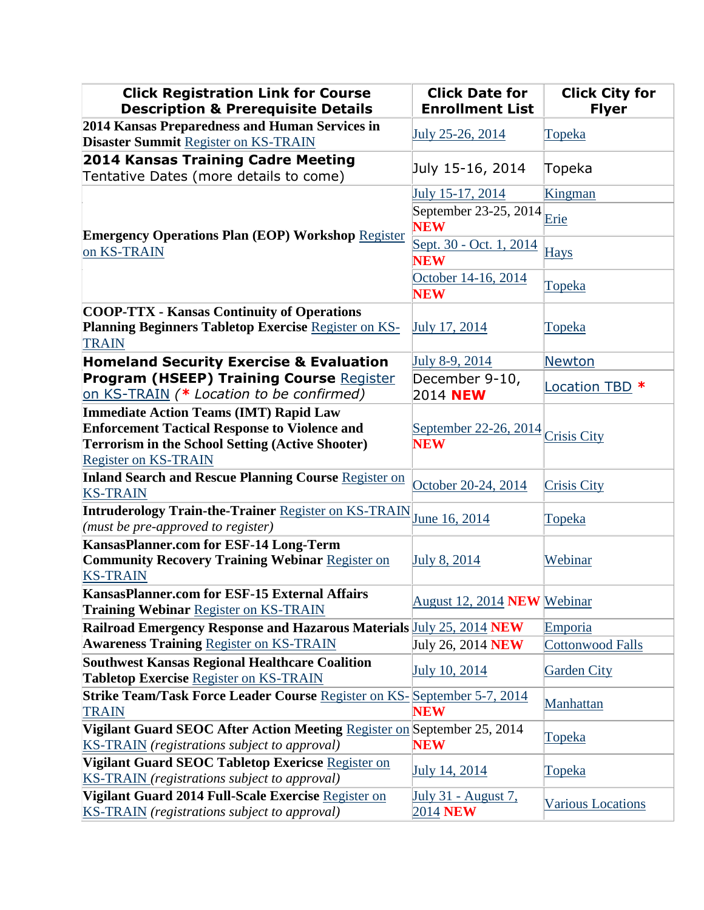| Click Registration Link for Course Description & Prerequisite Details | Click Date for Enrollment List | Click City for Flyer |
|---|---|---|
| **2014 Kansas Preparedness and Human Services in Disaster Summit** Register on KS-TRAIN | July 25-26, 2014 | Topeka |
| **2014 Kansas Training Cadre Meeting** Tentative Dates (more details to come) | July 15-16, 2014 | Topeka |
| **Emergency Operations Plan (EOP) Workshop** Register on KS-TRAIN | July 15-17, 2014 | Kingman |
| | September 23-25, 2014 **NEW** | Erie |
| | Sept. 30 - Oct. 1, 2014 **NEW** | Hays |
| | October 14-16, 2014 **NEW** | Topeka |
| **COOP-TTX - Kansas Continuity of Operations Planning Beginners Tabletop Exercise** Register on KS-TRAIN | July 17, 2014 | Topeka |
| **Homeland Security Exercise & Evaluation Program (HSEEP) Training Course** Register on KS-TRAIN *(* Location to be confirmed)* | July 8-9, 2014 | Newton |
| | December 9-10, 2014 **NEW** | Location TBD * |
| **Immediate Action Teams (IMT) Rapid Law Enforcement Tactical Response to Violence and Terrorism in the School Setting (Active Shooter)** Register on KS-TRAIN | September 22-26, 2014 **NEW** | Crisis City |
| **Inland Search and Rescue Planning Course** Register on KS-TRAIN | October 20-24, 2014 | Crisis City |
| **Intruderology Train-the-Trainer** Register on KS-TRAIN *(must be pre-approved to register)* | June 16, 2014 | Topeka |
| **KansasPlanner.com for ESF-14 Long-Term Community Recovery Training Webinar** Register on KS-TRAIN | July 8, 2014 | Webinar |
| **KansasPlanner.com for ESF-15 External Affairs Training Webinar** Register on KS-TRAIN | August 12, 2014 **NEW** | Webinar |
| **Railroad Emergency Response and Hazarous Materials Awareness Training** Register on KS-TRAIN | July 25, 2014 **NEW** | Emporia |
| | July 26, 2014 **NEW** | Cottonwood Falls |
| **Southwest Kansas Regional Healthcare Coalition Tabletop Exercise** Register on KS-TRAIN | July 10, 2014 | Garden City |
| **Strike Team/Task Force Leader Course** Register on KS-TRAIN | September 5-7, 2014 **NEW** | Manhattan |
| **Vigilant Guard SEOC After Action Meeting** Register on KS-TRAIN *(registrations subject to approval)* | September 25, 2014 **NEW** | Topeka |
| **Vigilant Guard SEOC Tabletop Exericse** Register on KS-TRAIN *(registrations subject to approval)* | July 14, 2014 | Topeka |
| **Vigilant Guard 2014 Full-Scale Exercise** Register on KS-TRAIN *(registrations subject to approval)* | July 31 - August 7, 2014 **NEW** | Various Locations |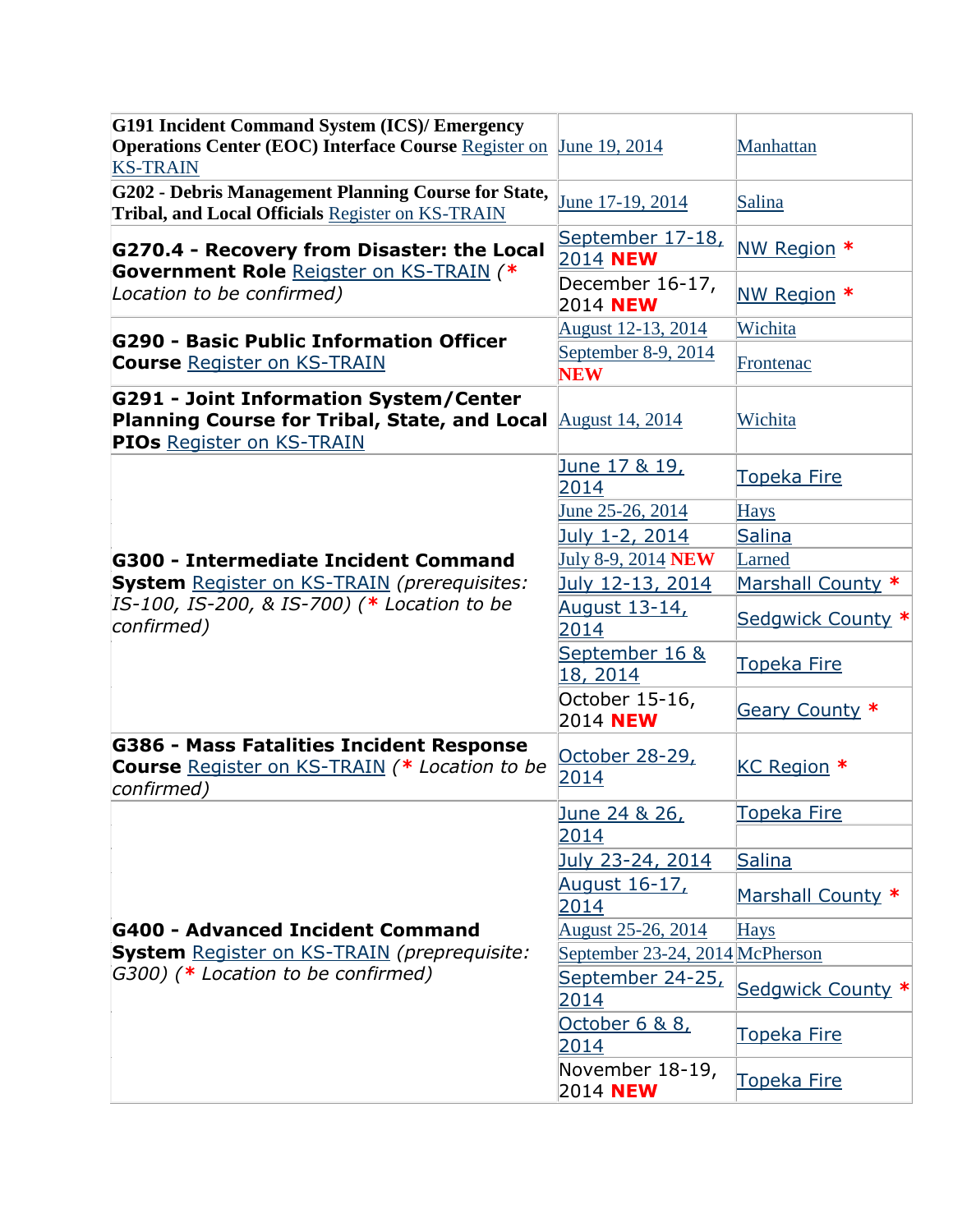| | | |
|---|---|---|
| **G191 Incident Command System (ICS)/ Emergency Operations Center (EOC) Interface Course** Register on KS-TRAIN | June 19, 2014 | Manhattan |
| **G202 - Debris Management Planning Course for State, Tribal, and Local Officials** Register on KS-TRAIN | June 17-19, 2014 | Salina |
| **G270.4 - Recovery from Disaster: the Local Government Role** Reigster on KS-TRAIN (* *Location to be confirmed)* | September 17-18, 2014 **NEW** | NW Region * |
| | December 16-17, 2014 **NEW** | NW Region * |
| **G290 - Basic Public Information Officer Course** Register on KS-TRAIN | August 12-13, 2014 | Wichita |
| | September 8-9, 2014 **NEW** | Frontenac |
| **G291 - Joint Information System/Center Planning Course for Tribal, State, and Local PIOs** Register on KS-TRAIN | August 14, 2014 | Wichita |
| **G300 - Intermediate Incident Command System** Register on KS-TRAIN *(prerequisites: IS-100, IS-200, & IS-700)* (* *Location to be confirmed)* | June 17 & 19, 2014 | Topeka Fire |
| | June 25-26, 2014 | Hays |
| | July 1-2, 2014 | Salina |
| | July 8-9, 2014 **NEW** | Larned |
| | July 12-13, 2014 | Marshall County * |
| | August 13-14, 2014 | Sedgwick County * |
| | September 16 & 18, 2014 | Topeka Fire |
| | October 15-16, 2014 **NEW** | Geary County * |
| **G386 - Mass Fatalities Incident Response Course** Register on KS-TRAIN (* *Location to be confirmed)* | October 28-29, 2014 | KC Region * |
| **G400 - Advanced Incident Command System** Register on KS-TRAIN *(prepequisite: G300)* (* *Location to be confirmed)* | June 24 & 26, 2014 | Topeka Fire |
| | July 23-24, 2014 | Salina |
| | August 16-17, 2014 | Marshall County * |
| | August 25-26, 2014 | Hays |
| | September 23-24, 2014 | McPherson |
| | September 24-25, 2014 | Sedgwick County * |
| | October 6 & 8, 2014 | Topeka Fire |
| | November 18-19, 2014 **NEW** | Topeka Fire |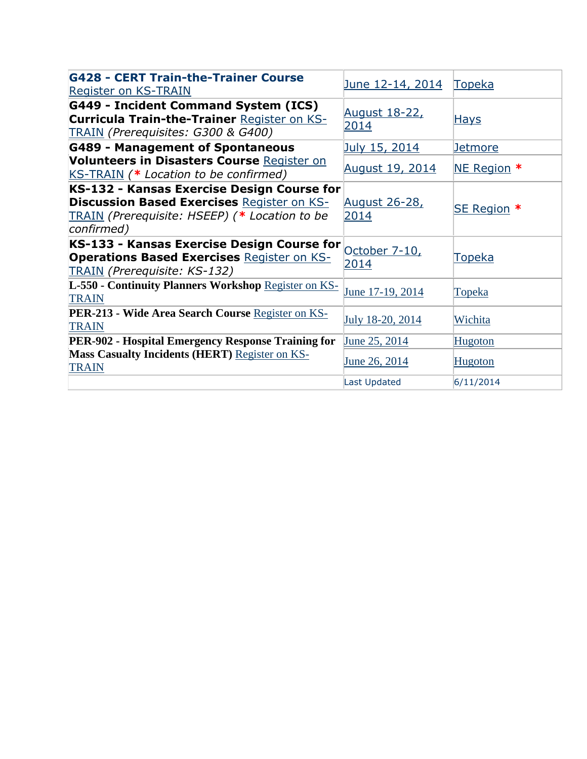| | | |
|---|---|---|
| **G428 - CERT Train-the-Trainer Course** Register on KS-TRAIN | June 12-14, 2014 | Topeka |
| **G449 - Incident Command System (ICS) Curricula Train-the-Trainer** Register on KS-TRAIN *(Prerequisites: G300 & G400)* | August 18-22, 2014 | Hays |
| **G489 - Management of Spontaneous Volunteers in Disasters Course** Register on KS-TRAIN *(\* Location to be confirmed)* | July 15, 2014 | Jetmore |
| | August 19, 2014 | NE Region * |
| **KS-132 - Kansas Exercise Design Course for Discussion Based Exercises** Register on KS-TRAIN *(Prerequisite: HSEEP) (\* Location to be confirmed)* | August 26-28, 2014 | SE Region * |
| **KS-133 - Kansas Exercise Design Course for Operations Based Exercises** Register on KS-TRAIN *(Prerequisite: KS-132)* | October 7-10, 2014 | Topeka |
| **L-550 - Continuity Planners Workshop** Register on KS-TRAIN | June 17-19, 2014 | Topeka |
| **PER-213 - Wide Area Search Course** Register on KS-TRAIN | July 18-20, 2014 | Wichita |
| **PER-902 - Hospital Emergency Response Training for Mass Casualty Incidents (HERT)** Register on KS-TRAIN | June 25, 2014 | Hugoton |
| | June 26, 2014 | Hugoton |
| | Last Updated | 6/11/2014 |